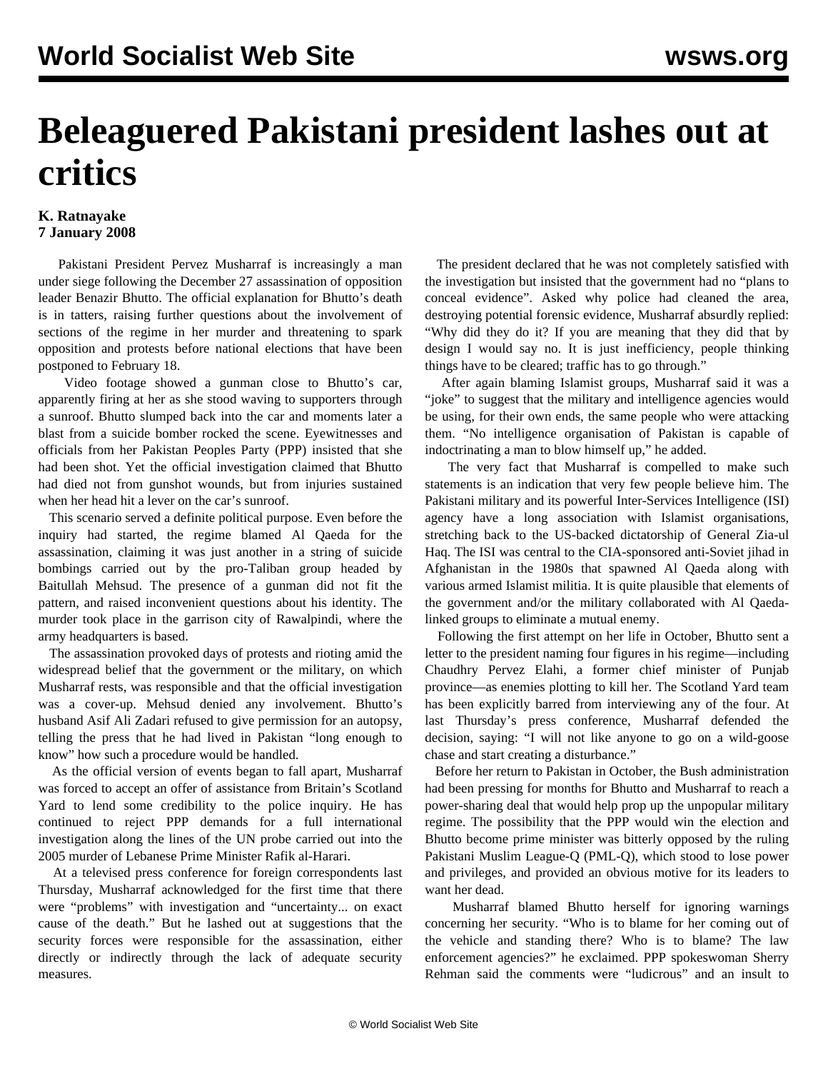# Beleaguered Pakistani president lashes out at critics

**K. Ratnayake**
**7 January 2008**

Pakistani President Pervez Musharraf is increasingly a man under siege following the December 27 assassination of opposition leader Benazir Bhutto. The official explanation for Bhutto's death is in tatters, raising further questions about the involvement of sections of the regime in her murder and threatening to spark opposition and protests before national elections that have been postponed to February 18.

Video footage showed a gunman close to Bhutto's car, apparently firing at her as she stood waving to supporters through a sunroof. Bhutto slumped back into the car and moments later a blast from a suicide bomber rocked the scene. Eyewitnesses and officials from her Pakistan Peoples Party (PPP) insisted that she had been shot. Yet the official investigation claimed that Bhutto had died not from gunshot wounds, but from injuries sustained when her head hit a lever on the car's sunroof.

This scenario served a definite political purpose. Even before the inquiry had started, the regime blamed Al Qaeda for the assassination, claiming it was just another in a string of suicide bombings carried out by the pro-Taliban group headed by Baitullah Mehsud. The presence of a gunman did not fit the pattern, and raised inconvenient questions about his identity. The murder took place in the garrison city of Rawalpindi, where the army headquarters is based.

The assassination provoked days of protests and rioting amid the widespread belief that the government or the military, on which Musharraf rests, was responsible and that the official investigation was a cover-up. Mehsud denied any involvement. Bhutto's husband Asif Ali Zadari refused to give permission for an autopsy, telling the press that he had lived in Pakistan "long enough to know" how such a procedure would be handled.

As the official version of events began to fall apart, Musharraf was forced to accept an offer of assistance from Britain's Scotland Yard to lend some credibility to the police inquiry. He has continued to reject PPP demands for a full international investigation along the lines of the UN probe carried out into the 2005 murder of Lebanese Prime Minister Rafik al-Harari.

At a televised press conference for foreign correspondents last Thursday, Musharraf acknowledged for the first time that there were "problems" with investigation and "uncertainty... on exact cause of the death." But he lashed out at suggestions that the security forces were responsible for the assassination, either directly or indirectly through the lack of adequate security measures.

The president declared that he was not completely satisfied with the investigation but insisted that the government had no "plans to conceal evidence". Asked why police had cleaned the area, destroying potential forensic evidence, Musharraf absurdly replied: "Why did they do it? If you are meaning that they did that by design I would say no. It is just inefficiency, people thinking things have to be cleared; traffic has to go through."

After again blaming Islamist groups, Musharraf said it was a "joke" to suggest that the military and intelligence agencies would be using, for their own ends, the same people who were attacking them. "No intelligence organisation of Pakistan is capable of indoctrinating a man to blow himself up," he added.

The very fact that Musharraf is compelled to make such statements is an indication that very few people believe him. The Pakistani military and its powerful Inter-Services Intelligence (ISI) agency have a long association with Islamist organisations, stretching back to the US-backed dictatorship of General Zia-ul Haq. The ISI was central to the CIA-sponsored anti-Soviet jihad in Afghanistan in the 1980s that spawned Al Qaeda along with various armed Islamist militia. It is quite plausible that elements of the government and/or the military collaborated with Al Qaeda-linked groups to eliminate a mutual enemy.

Following the first attempt on her life in October, Bhutto sent a letter to the president naming four figures in his regime—including Chaudhry Pervez Elahi, a former chief minister of Punjab province—as enemies plotting to kill her. The Scotland Yard team has been explicitly barred from interviewing any of the four. At last Thursday's press conference, Musharraf defended the decision, saying: "I will not like anyone to go on a wild-goose chase and start creating a disturbance."

Before her return to Pakistan in October, the Bush administration had been pressing for months for Bhutto and Musharraf to reach a power-sharing deal that would help prop up the unpopular military regime. The possibility that the PPP would win the election and Bhutto become prime minister was bitterly opposed by the ruling Pakistani Muslim League-Q (PML-Q), which stood to lose power and privileges, and provided an obvious motive for its leaders to want her dead.

Musharraf blamed Bhutto herself for ignoring warnings concerning her security. "Who is to blame for her coming out of the vehicle and standing there? Who is to blame? The law enforcement agencies?" he exclaimed. PPP spokeswoman Sherry Rehman said the comments were "ludicrous" and an insult to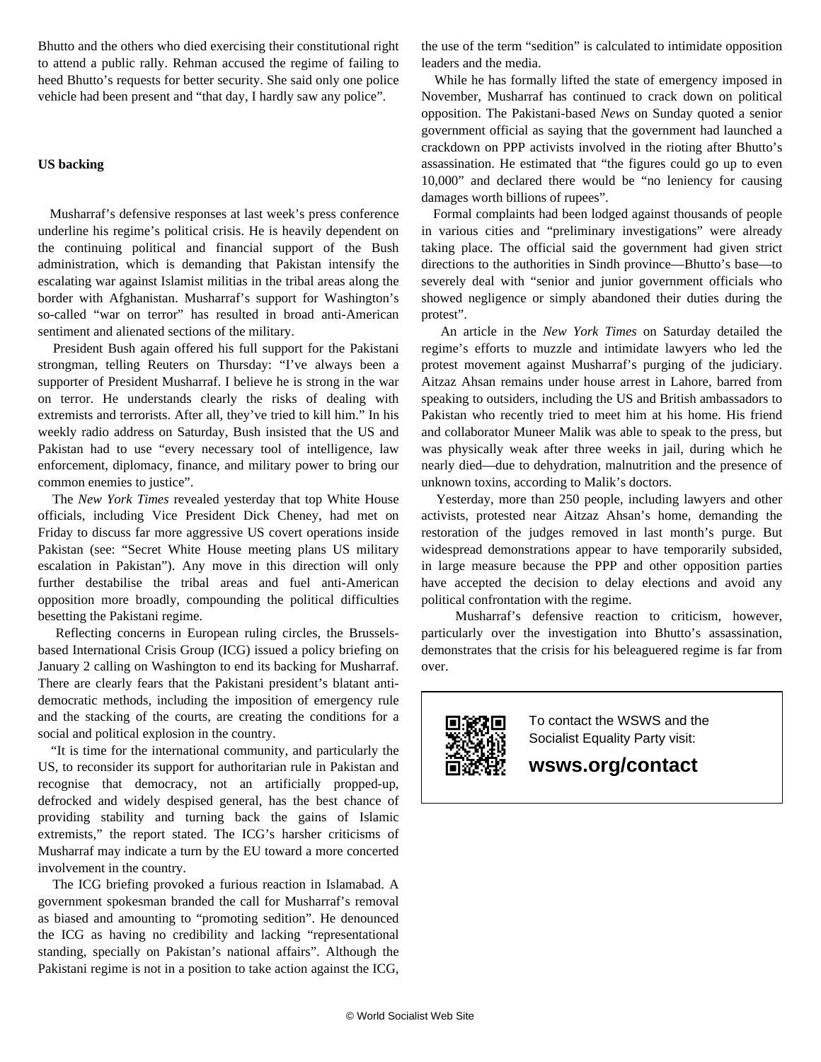Bhutto and the others who died exercising their constitutional right to attend a public rally. Rehman accused the regime of failing to heed Bhutto's requests for better security. She said only one police vehicle had been present and "that day, I hardly saw any police".

**US backing**

Musharraf's defensive responses at last week's press conference underline his regime's political crisis. He is heavily dependent on the continuing political and financial support of the Bush administration, which is demanding that Pakistan intensify the escalating war against Islamist militias in the tribal areas along the border with Afghanistan. Musharraf's support for Washington's so-called "war on terror" has resulted in broad anti-American sentiment and alienated sections of the military.

President Bush again offered his full support for the Pakistani strongman, telling Reuters on Thursday: "I've always been a supporter of President Musharraf. I believe he is strong in the war on terror. He understands clearly the risks of dealing with extremists and terrorists. After all, they've tried to kill him." In his weekly radio address on Saturday, Bush insisted that the US and Pakistan had to use "every necessary tool of intelligence, law enforcement, diplomacy, finance, and military power to bring our common enemies to justice".

The *New York Times* revealed yesterday that top White House officials, including Vice President Dick Cheney, had met on Friday to discuss far more aggressive US covert operations inside Pakistan (see: "Secret White House meeting plans US military escalation in Pakistan"). Any move in this direction will only further destabilise the tribal areas and fuel anti-American opposition more broadly, compounding the political difficulties besetting the Pakistani regime.

Reflecting concerns in European ruling circles, the Brussels-based International Crisis Group (ICG) issued a policy briefing on January 2 calling on Washington to end its backing for Musharraf. There are clearly fears that the Pakistani president's blatant anti-democratic methods, including the imposition of emergency rule and the stacking of the courts, are creating the conditions for a social and political explosion in the country.

"It is time for the international community, and particularly the US, to reconsider its support for authoritarian rule in Pakistan and recognise that democracy, not an artificially propped-up, defrocked and widely despised general, has the best chance of providing stability and turning back the gains of Islamic extremists," the report stated. The ICG's harsher criticisms of Musharraf may indicate a turn by the EU toward a more concerted involvement in the country.

The ICG briefing provoked a furious reaction in Islamabad. A government spokesman branded the call for Musharraf's removal as biased and amounting to "promoting sedition". He denounced the ICG as having no credibility and lacking "representational standing, specially on Pakistan's national affairs". Although the Pakistani regime is not in a position to take action against the ICG, the use of the term "sedition" is calculated to intimidate opposition leaders and the media.

While he has formally lifted the state of emergency imposed in November, Musharraf has continued to crack down on political opposition. The Pakistani-based *News* on Sunday quoted a senior government official as saying that the government had launched a crackdown on PPP activists involved in the rioting after Bhutto's assassination. He estimated that "the figures could go up to even 10,000" and declared there would be "no leniency for causing damages worth billions of rupees".

Formal complaints had been lodged against thousands of people in various cities and "preliminary investigations" were already taking place. The official said the government had given strict directions to the authorities in Sindh province—Bhutto's base—to severely deal with "senior and junior government officials who showed negligence or simply abandoned their duties during the protest".

An article in the *New York Times* on Saturday detailed the regime's efforts to muzzle and intimidate lawyers who led the protest movement against Musharraf's purging of the judiciary. Aitzaz Ahsan remains under house arrest in Lahore, barred from speaking to outsiders, including the US and British ambassadors to Pakistan who recently tried to meet him at his home. His friend and collaborator Muneer Malik was able to speak to the press, but was physically weak after three weeks in jail, during which he nearly died—due to dehydration, malnutrition and the presence of unknown toxins, according to Malik's doctors.

Yesterday, more than 250 people, including lawyers and other activists, protested near Aitzaz Ahsan's home, demanding the restoration of the judges removed in last month's purge. But widespread demonstrations appear to have temporarily subsided, in large measure because the PPP and other opposition parties have accepted the decision to delay elections and avoid any political confrontation with the regime.

Musharraf's defensive reaction to criticism, however, particularly over the investigation into Bhutto's assassination, demonstrates that the crisis for his beleaguered regime is far from over.

To contact the WSWS and the Socialist Equality Party visit:

**wsws.org/contact**